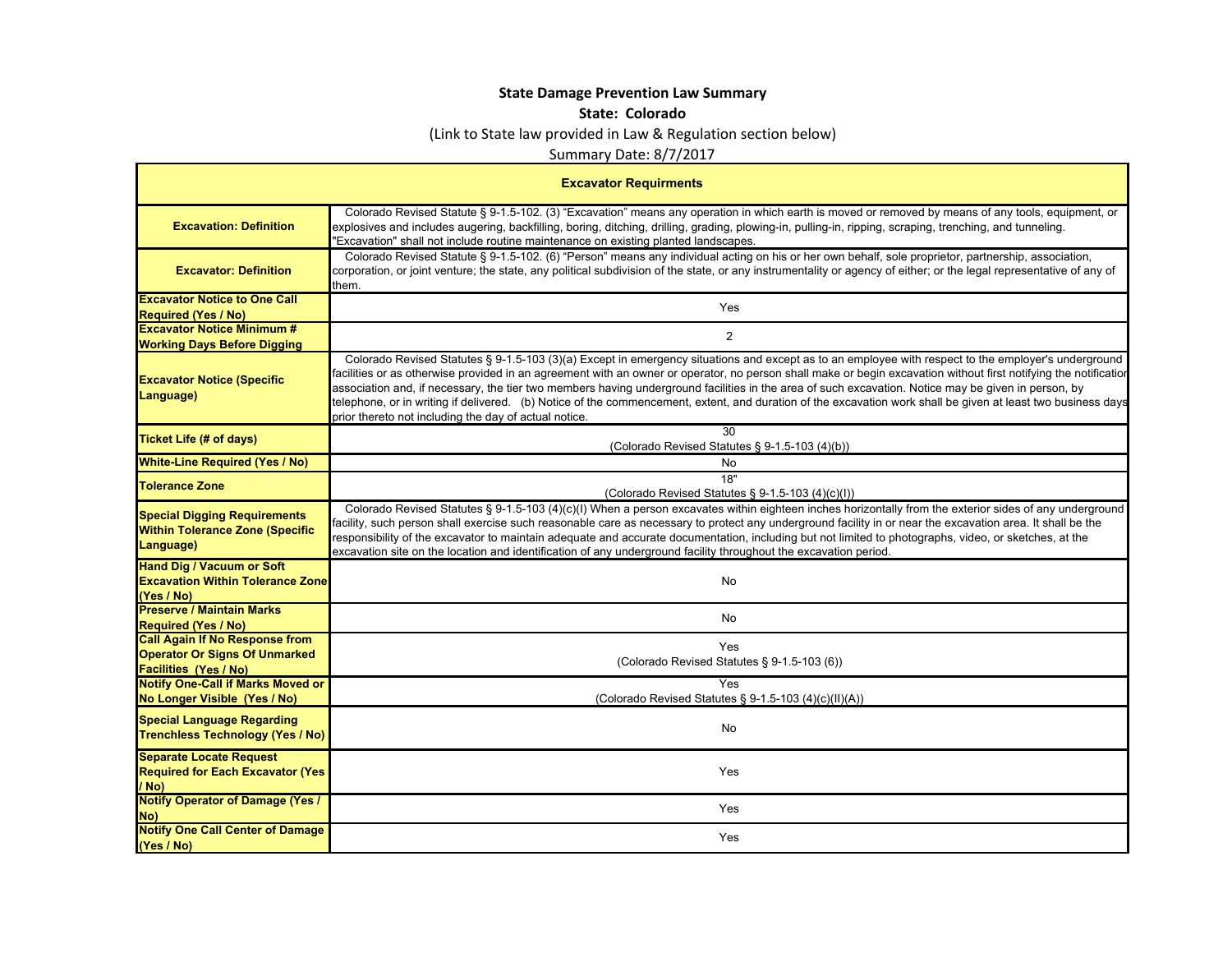**State Damage Prevention Law Summary**

**State: Colorado**

(Link to State law provided in Law & Regulation section below)

Summary Date: 8/7/2017

| **Excavator Requirments** | |
|---|---|
| **Excavation: Definition** | Colorado Revised Statute § 9-1.5-102. (3) "Excavation" means any operation in which earth is moved or removed by means of any tools, equipment, or explosives and includes augering, backfilling, boring, ditching, drilling, grading, plowing-in, pulling-in, ripping, scraping, trenching, and tunneling. "Excavation" shall not include routine maintenance on existing planted landscapes. |
| **Excavator: Definition** | Colorado Revised Statute § 9-1.5-102. (6) "Person" means any individual acting on his or her own behalf, sole proprietor, partnership, association, corporation, or joint venture; the state, any political subdivision of the state, or any instrumentality or agency of either; or the legal representative of any of them. |
| **Excavator Notice to One Call Required (Yes / No)** | Yes |
| **Excavator Notice Minimum # Working Days Before Digging** | 2 |
| **Excavator Notice (Specific Language)** | Colorado Revised Statutes § 9-1.5-103 (3)(a) Except in emergency situations and except as to an employee with respect to the employer's underground facilities or as otherwise provided in an agreement with an owner or operator, no person shall make or begin excavation without first notifying the notification association and, if necessary, the tier two members having underground facilities in the area of such excavation. Notice may be given in person, by telephone, or in writing if delivered. (b) Notice of the commencement, extent, and duration of the excavation work shall be given at least two business days prior thereto not including the day of actual notice. |
| **Ticket Life (# of days)** | 30 (Colorado Revised Statutes § 9-1.5-103 (4)(b)) |
| **White-Line Required (Yes / No)** | No |
| **Tolerance Zone** | 18" (Colorado Revised Statutes § 9-1.5-103 (4)(c)(I)) |
| **Special Digging Requirements Within Tolerance Zone (Specific Language)** | Colorado Revised Statutes § 9-1.5-103 (4)(c)(I) When a person excavates within eighteen inches horizontally from the exterior sides of any underground facility, such person shall exercise such reasonable care as necessary to protect any underground facility in or near the excavation area. It shall be the responsibility of the excavator to maintain adequate and accurate documentation, including but not limited to photographs, video, or sketches, at the excavation site on the location and identification of any underground facility throughout the excavation period. |
| **Hand Dig / Vacuum or Soft Excavation Within Tolerance Zone (Yes / No)** | No |
| **Preserve / Maintain Marks Required (Yes / No)** | No |
| **Call Again If No Response from Operator Or Signs Of Unmarked Facilities (Yes / No)** | Yes (Colorado Revised Statutes § 9-1.5-103 (6)) |
| **Notify One-Call if Marks Moved or No Longer Visible (Yes / No)** | Yes (Colorado Revised Statutes § 9-1.5-103 (4)(c)(II)(A)) |
| **Special Language Regarding Trenchless Technology (Yes / No)** | No |
| **Separate Locate Request Required for Each Excavator (Yes / No)** | Yes |
| **Notify Operator of Damage (Yes / No)** | Yes |
| **Notify One Call Center of Damage (Yes / No)** | Yes |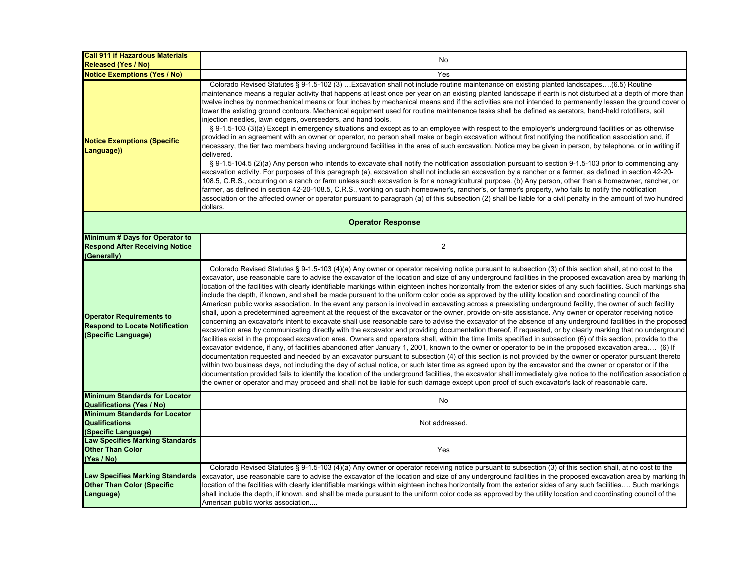| | |
|---|---|
| **Call 911 if Hazardous Materials Released (Yes / No)** | No |
| **Notice Exemptions (Yes / No)** | Yes |
| **Notice Exemptions (Specific Language))** | Colorado Revised Statutes § 9-1.5-102 (3) …Excavation shall not include routine maintenance on existing planted landscapes….(6.5) Routine maintenance means a regular activity that happens at least once per year on an existing planted landscape if earth is not disturbed at a depth of more than twelve inches by nonmechanical means or four inches by mechanical means and if the activities are not intended to permanently lessen the ground cover or lower the existing ground contours. Mechanical equipment used for routine maintenance tasks shall be defined as aerators, hand-held rototillers, soil injection needles, lawn edgers, overseeders, and hand tools.<br>§ 9-1.5-103 (3)(a) Except in emergency situations and except as to an employee with respect to the employer's underground facilities or as otherwise provided in an agreement with an owner or operator, no person shall make or begin excavation without first notifying the notification association and, if necessary, the tier two members having underground facilities in the area of such excavation. Notice may be given in person, by telephone, or in writing if delivered.<br>§ 9-1.5-104.5 (2)(a) Any person who intends to excavate shall notify the notification association pursuant to section 9-1.5-103 prior to commencing any excavation activity. For purposes of this paragraph (a), excavation shall not include an excavation by a rancher or a farmer, as defined in section 42-20-108.5, C.R.S., occurring on a ranch or farm unless such excavation is for a nonagricultural purpose. (b) Any person, other than a homeowner, rancher, or farmer, as defined in section 42-20-108.5, C.R.S., working on such homeowner's, rancher's, or farmer's property, who fails to notify the notification association or the affected owner or operator pursuant to paragraph (a) of this subsection (2) shall be liable for a civil penalty in the amount of two hundred dollars. |
| **Operator Response** | |
| **Minimum # Days for Operator to Respond After Receiving Notice (Generally)** | 2 |
| **Operator Requirements to Respond to Locate Notification (Specific Language)** | Colorado Revised Statutes § 9-1.5-103 (4)(a) Any owner or operator receiving notice pursuant to subsection (3) of this section shall, at no cost to the excavator, use reasonable care to advise the excavator of the location and size of any underground facilities in the proposed excavation area by marking the location of the facilities with clearly identifiable markings within eighteen inches horizontally from the exterior sides of any such facilities. Such markings shall include the depth, if known, and shall be made pursuant to the uniform color code as approved by the utility location and coordinating council of the American public works association. In the event any person is involved in excavating across a preexisting underground facility, the owner of such facility shall, upon a predetermined agreement at the request of the excavator or the owner, provide on-site assistance. Any owner or operator receiving notice concerning an excavator's intent to excavate shall use reasonable care to advise the excavator of the absence of any underground facilities in the proposed excavation area by communicating directly with the excavator and providing documentation thereof, if requested, or by clearly marking that no underground facilities exist in the proposed excavation area. Owners and operators shall, within the time limits specified in subsection (6) of this section, provide to the excavator evidence, if any, of facilities abandoned after January 1, 2001, known to the owner or operator to be in the proposed excavation area…. (6) If documentation requested and needed by an excavator pursuant to subsection (4) of this section is not provided by the owner or operator pursuant thereto within two business days, not including the day of actual notice, or such later time as agreed upon by the excavator and the owner or operator or if the documentation provided fails to identify the location of the underground facilities, the excavator shall immediately give notice to the notification association or the owner or operator and may proceed and shall not be liable for such damage except upon proof of such excavator's lack of reasonable care. |
| **Minimum Standards for Locator Qualifications (Yes / No)** | No |
| **Minimum Standards for Locator Qualifications (Specific Language)** | Not addressed. |
| **Law Specifies Marking Standards Other Than Color (Yes / No)** | Yes |
| **Law Specifies Marking Standards Other Than Color (Specific Language)** | Colorado Revised Statutes § 9-1.5-103 (4)(a) Any owner or operator receiving notice pursuant to subsection (3) of this section shall, at no cost to the excavator, use reasonable care to advise the excavator of the location and size of any underground facilities in the proposed excavation area by marking the location of the facilities with clearly identifiable markings within eighteen inches horizontally from the exterior sides of any such facilities…. Such markings shall include the depth, if known, and shall be made pursuant to the uniform color code as approved by the utility location and coordinating council of the American public works association.... |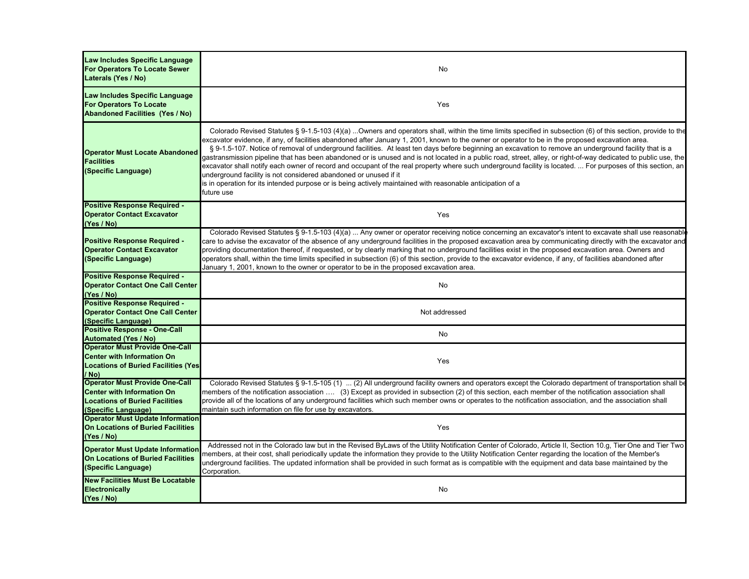| | |
|---|---|
| **Law Includes Specific Language For Operators To Locate Sewer Laterals (Yes / No)** | No |
| **Law Includes Specific Language For Operators To Locate Abandoned Facilities (Yes / No)** | Yes |
| **Operator Must Locate Abandoned Facilities (Specific Language)** | Colorado Revised Statutes § 9-1.5-103 (4)(a) ...Owners and operators shall, within the time limits specified in subsection (6) of this section, provide to the excavator evidence, if any, of facilities abandoned after January 1, 2001, known to the owner or operator to be in the proposed excavation area. § 9-1.5-107. Notice of removal of underground facilities. At least ten days before beginning an excavation to remove an underground facility that is a gastransmission pipeline that has been abandoned or is unused and is not located in a public road, street, alley, or right-of-way dedicated to public use, the excavator shall notify each owner of record and occupant of the real property where such underground facility is located. ... For purposes of this section, an underground facility is not considered abandoned or unused if it is in operation for its intended purpose or is being actively maintained with reasonable anticipation of a future use |
| **Positive Response Required - Operator Contact Excavator (Yes / No)** | Yes |
| **Positive Response Required - Operator Contact Excavator (Specific Language)** | Colorado Revised Statutes § 9-1.5-103 (4)(a) ... Any owner or operator receiving notice concerning an excavator's intent to excavate shall use reasonable care to advise the excavator of the absence of any underground facilities in the proposed excavation area by communicating directly with the excavator and providing documentation thereof, if requested, or by clearly marking that no underground facilities exist in the proposed excavation area. Owners and operators shall, within the time limits specified in subsection (6) of this section, provide to the excavator evidence, if any, of facilities abandoned after January 1, 2001, known to the owner or operator to be in the proposed excavation area. |
| **Positive Response Required - Operator Contact One Call Center (Yes / No)** | No |
| **Positive Response Required - Operator Contact One Call Center (Specific Language)** | Not addressed |
| **Positive Response - One-Call Automated (Yes / No)** | No |
| **Operator Must Provide One-Call Center with Information On Locations of Buried Facilities (Yes / No)** | Yes |
| **Operator Must Provide One-Call Center with Information On Locations of Buried Facilities (Specific Language)** | Colorado Revised Statutes § 9-1.5-105 (1) ... (2) All underground facility owners and operators except the Colorado department of transportation shall be members of the notification association .... (3) Except as provided in subsection (2) of this section, each member of the notification association shall provide all of the locations of any underground facilities which such member owns or operates to the notification association, and the association shall maintain such information on file for use by excavators. |
| **Operator Must Update Information On Locations of Buried Facilities (Yes / No)** | Yes |
| **Operator Must Update Information On Locations of Buried Facilities (Specific Language)** | Addressed not in the Colorado law but in the Revised ByLaws of the Utility Notification Center of Colorado, Article II, Section 10.g, Tier One and Tier Two members, at their cost, shall periodically update the information they provide to the Utility Notification Center regarding the location of the Member's underground facilities. The updated information shall be provided in such format as is compatible with the equipment and data base maintained by the Corporation. |
| **New Facilities Must Be Locatable Electronically (Yes / No)** | No |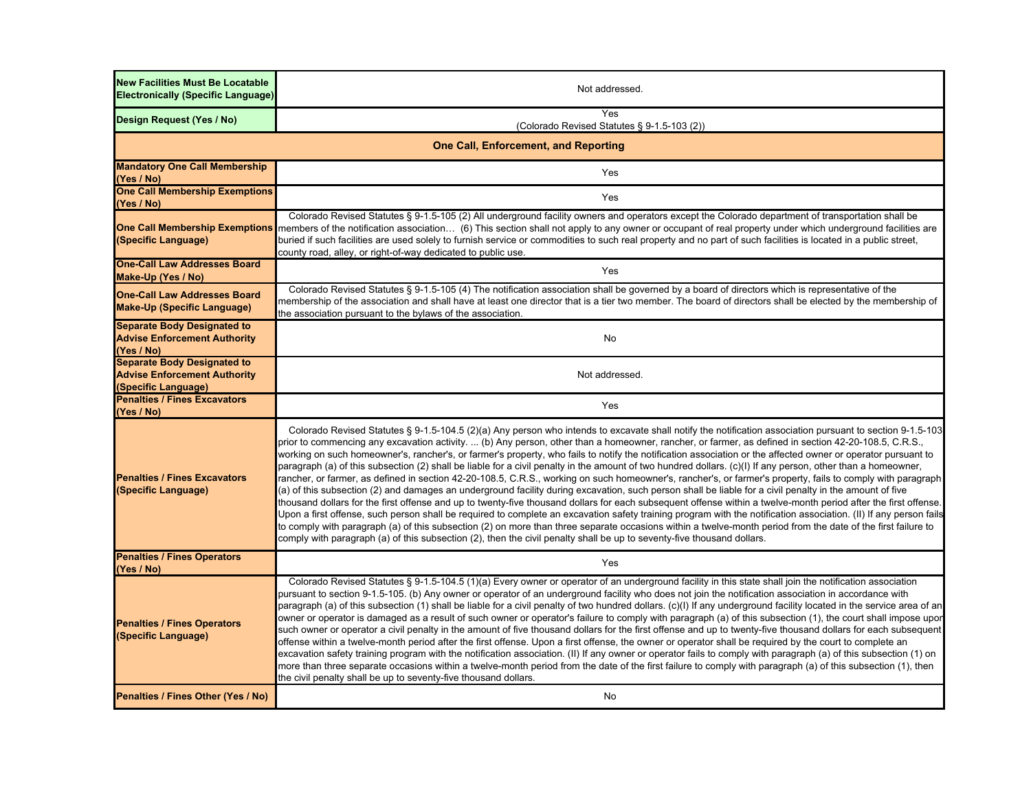| | |
|---|---|
| **New Facilities Must Be Locatable Electronically (Specific Language)** | Not addressed. |
| **Design Request (Yes / No)** | Yes (Colorado Revised Statutes § 9-1.5-103 (2)) |
| **One Call, Enforcement, and Reporting** | |
| **Mandatory One Call Membership (Yes / No)** | Yes |
| **One Call Membership Exemptions (Yes / No)** | Yes |
| **One Call Membership Exemptions (Specific Language)** | Colorado Revised Statutes § 9-1.5-105 (2) All underground facility owners and operators except the Colorado department of transportation shall be members of the notification association… (6) This section shall not apply to any owner or occupant of real property under which underground facilities are buried if such facilities are used solely to furnish service or commodities to such real property and no part of such facilities is located in a public street, county road, alley, or right-of-way dedicated to public use. |
| **One-Call Law Addresses Board Make-Up (Yes / No)** | Yes |
| **One-Call Law Addresses Board Make-Up (Specific Language)** | Colorado Revised Statutes § 9-1.5-105 (4) The notification association shall be governed by a board of directors which is representative of the membership of the association and shall have at least one director that is a tier two member. The board of directors shall be elected by the membership of the association pursuant to the bylaws of the association. |
| **Separate Body Designated to Advise Enforcement Authority (Yes / No)** | No |
| **Separate Body Designated to Advise Enforcement Authority (Specific Language)** | Not addressed. |
| **Penalties / Fines Excavators (Yes / No)** | Yes |
| **Penalties / Fines Excavators (Specific Language)** | Colorado Revised Statutes § 9-1.5-104.5 (2)(a) Any person who intends to excavate shall notify the notification association pursuant to section 9-1.5-103 prior to commencing any excavation activity. ... (b) Any person, other than a homeowner, rancher, or farmer, as defined in section 42-20-108.5, C.R.S., working on such homeowner's, rancher's, or farmer's property, who fails to notify the notification association or the affected owner or operator pursuant to paragraph (a) of this subsection (2) shall be liable for a civil penalty in the amount of two hundred dollars. (c)(I) If any person, other than a homeowner, rancher, or farmer, as defined in section 42-20-108.5, C.R.S., working on such homeowner's, rancher's, or farmer's property, fails to comply with paragraph (a) of this subsection (2) and damages an underground facility during excavation, such person shall be liable for a civil penalty in the amount of five thousand dollars for the first offense and up to twenty-five thousand dollars for each subsequent offense within a twelve-month period after the first offense. Upon a first offense, such person shall be required to complete an excavation safety training program with the notification association. (II) If any person fails to comply with paragraph (a) of this subsection (2) on more than three separate occasions within a twelve-month period from the date of the first failure to comply with paragraph (a) of this subsection (2), then the civil penalty shall be up to seventy-five thousand dollars. |
| **Penalties / Fines Operators (Yes / No)** | Yes |
| **Penalties / Fines Operators (Specific Language)** | Colorado Revised Statutes § 9-1.5-104.5 (1)(a) Every owner or operator of an underground facility in this state shall join the notification association pursuant to section 9-1.5-105. (b) Any owner or operator of an underground facility who does not join the notification association in accordance with paragraph (a) of this subsection (1) shall be liable for a civil penalty of two hundred dollars. (c)(I) If any underground facility located in the service area of an owner or operator is damaged as a result of such owner or operator's failure to comply with paragraph (a) of this subsection (1), the court shall impose upon such owner or operator a civil penalty in the amount of five thousand dollars for the first offense and up to twenty-five thousand dollars for each subsequent offense within a twelve-month period after the first offense. Upon a first offense, the owner or operator shall be required by the court to complete an excavation safety training program with the notification association. (II) If any owner or operator fails to comply with paragraph (a) of this subsection (1) on more than three separate occasions within a twelve-month period from the date of the first failure to comply with paragraph (a) of this subsection (1), then the civil penalty shall be up to seventy-five thousand dollars. |
| **Penalties / Fines Other (Yes / No)** | No |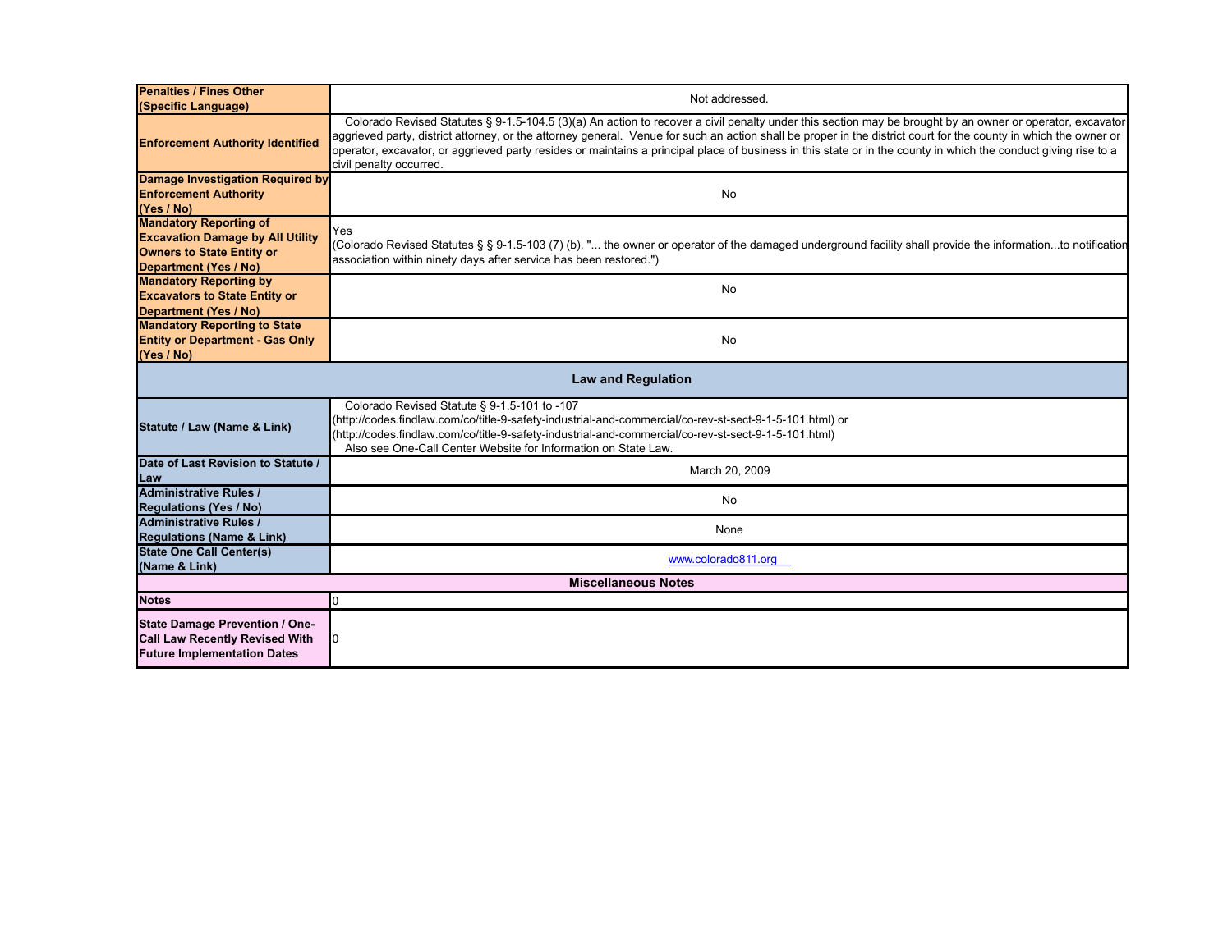| | |
|---|---|
| **Penalties / Fines Other (Specific Language)** | Not addressed. |
| **Enforcement Authority Identified** | Colorado Revised Statutes § 9-1.5-104.5 (3)(a) An action to recover a civil penalty under this section may be brought by an owner or operator, excavator aggrieved party, district attorney, or the attorney general. Venue for such an action shall be proper in the district court for the county in which the owner or operator, excavator, or aggrieved party resides or maintains a principal place of business in this state or in the county in which the conduct giving rise to a civil penalty occurred. |
| **Damage Investigation Required by Enforcement Authority (Yes / No)** | No |
| **Mandatory Reporting of Excavation Damage by All Utility Owners to State Entity or Department (Yes / No)** | Yes (Colorado Revised Statutes § § 9-1.5-103 (7) (b), "... the owner or operator of the damaged underground facility shall provide the information...to notification association within ninety days after service has been restored.") |
| **Mandatory Reporting by Excavators to State Entity or Department (Yes / No)** | No |
| **Mandatory Reporting to State Entity or Department - Gas Only (Yes / No)** | No |
| **Law and Regulation** | |
| **Statute / Law (Name & Link)** | Colorado Revised Statute § 9-1.5-101 to -107 (http://codes.findlaw.com/co/title-9-safety-industrial-and-commercial/co-rev-st-sect-9-1-5-101.html) or (http://codes.findlaw.com/co/title-9-safety-industrial-and-commercial/co-rev-st-sect-9-1-5-101.html) Also see One-Call Center Website for Information on State Law. |
| **Date of Last Revision to Statute / Law** | March 20, 2009 |
| **Administrative Rules / Regulations (Yes / No)** | No |
| **Administrative Rules / Regulations (Name & Link)** | None |
| **State One Call Center(s) (Name & Link)** | www.colorado811.org |
| **Miscellaneous Notes** | |
| **Notes** | 0 |
| **State Damage Prevention / One-Call Law Recently Revised With Future Implementation Dates** | 0 |